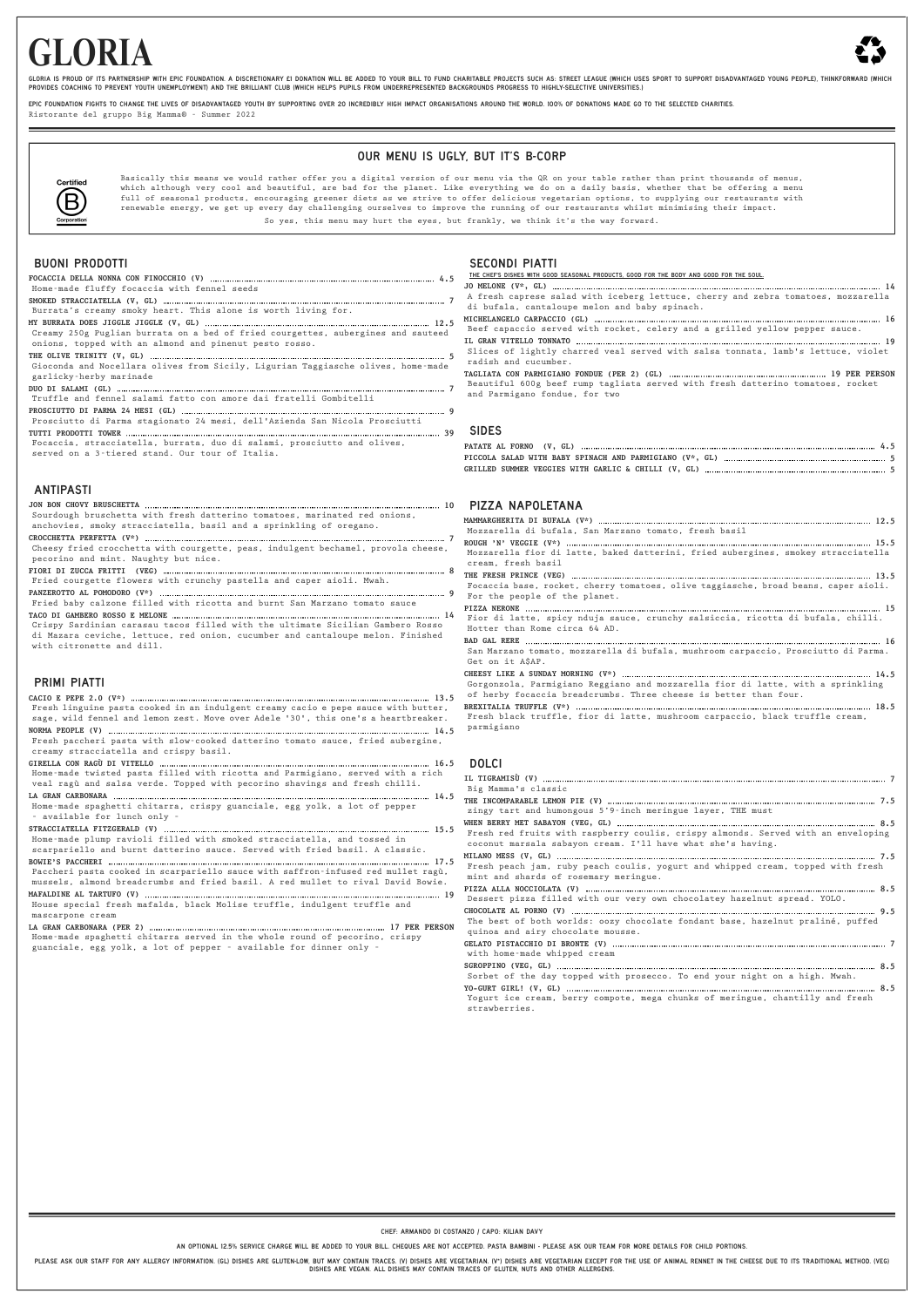# GLORIA

GLORIA IS PROUD OF ITS PARTNERSHIP WITH EPIC FOUNDATION. A DISCRETIONARY £1 DONATION WILL BE ADDED TO YOUR BILL TO FUND CHARITABLE PROJECTS SUCH AS: STREET LEAGUE (WHICH USES SPORT TO SUPPORT DISADVANTAGED YOUNG PEOPLE), THINKFORWARD (WHICH PROVIDES COACHING TO PREVENT YOUTH UNEMPLOYMENT) AND THE BRILLIANT CLUB (WHICH HELPS PUPILS FROM UNDERREPRESENTED BACKGROUNDS PROGRESS TO HIGHLY-SELECTIVE UNIVERSITIES.)

EPIC FOUNDATION FIGHTS TO CHANGE THE LIVES OF DISADVANTAGED YOUTH BY SUPPORTING OVER 20 INCREDIBLY HIGH IMPACT ORGANISATIONS AROUND THE WORLD. 100% OF DONATIONS MADE GO TO THE SELECTED CHARITIES.

Ristorante del gruppo Big Mamma® - Summer 2022

## OUR MENU IS UGLY, BUT IT'S B-CORP

Certified B Corporation

Basically this means we would rather offer you a digital version of our menu via the QR on your table rather than print thousands of menus, which although very cool and beautiful, are bad for the planet. Like everything we do on a daily basis, whether that be offering a menu full of seasonal products, encouraging greener diets as we strive to offer delicious vegetarian options, to supplying our restaurants with renewable energy, we get up every day challenging ourselves to improve the running of our restaurants whilst minimising their impact.

So yes, this menu may hurt the eyes, but frankly, we think it's the way forward.

## BUONI PRODOTTI

**FOCACCIA DELLA NONNA CON FINOCCHIO (V)** ... 4.5
Home-made fluffy focaccia with fennel seeds

**SMOKED STRACCIATELLA (V, GL)** ... 7
Burrata's creamy smoky heart. This alone is worth living for.

**MY BURRATA DOES JIGGLE JIGGLE (V, GL)** ... 12.5
Creamy 250g Puglian burrata on a bed of fried courgettes, aubergines and sauteed onions, topped with an almond and pinenut pesto rosso.

**THE OLIVE TRINITY (V, GL)** ... 5
Gioconda and Nocellara olives from Sicily, Ligurian Taggiasche olives, home-made garlicky-herby marinade

**DUO DI SALAMI (GL)** ... 7
Truffle and fennel salami fatto con amore dai fratelli Gombitelli

**PROSCIUTTO DI PARMA 24 MESI (GL)** ... 9
Prosciutto di Parma stagionato 24 mesi, dell'Azienda San Nicola Prosciutti

**TUTTI PRODOTTI TOWER** ... 39
Focaccia, stracciatella, burrata, duo di salami, prosciutto and olives, served on a 3-tiered stand. Our tour of Italia.

## ANTIPASTI

**JON BON CHOVY BRUSCHETTA** ... 10
Sourdough bruschetta with fresh datterino tomatoes, marinated red onions, anchovies, smoky stracciatella, basil and a sprinkling of oregano.

**CROCCHETTA PERFETTA (V*)** ... 7
Cheesy fried crocchetta with courgette, peas, indulgent bechamel, provola cheese, pecorino and mint. Naughty but nice.

**FIORI DI ZUCCA FRITTI (VEG)** ... 8
Fried courgette flowers with crunchy pastella and caper aioli. Mwah.

**PANZEROTTO AL POMODORO (V*)** ... 9
Fried baby calzone filled with ricotta and burnt San Marzano tomato sauce

**TACO DI GAMBERO ROSSO E MELONE** ... 14
Crispy Sardinian carasau tacos filled with the ultimate Sicilian Gambero Rosso di Mazara ceviche, lettuce, red onion, cucumber and cantaloupe melon. Finished with citronette and dill.

## PRIMI PIATTI

**CACIO E PEPE 2.0 (V*)** ... 13.5
Fresh linguine pasta cooked in an indulgent creamy cacio e pepe sauce with butter, sage, wild fennel and lemon zest. Move over Adele '30', this one's a heartbreaker.

**NORMA PEOPLE (V)** ... 14.5
Fresh paccheri pasta with slow-cooked datterino tomato sauce, fried aubergine, creamy stracciatella and crispy basil.

**GIRELLA CON RAGÙ DI VITELLO** ... 16.5
Home-made twisted pasta filled with ricotta and Parmigiano, served with a rich veal ragù and salsa verde. Topped with pecorino shavings and fresh chilli.

**LA GRAN CARBONARA** ... 14.5
Home-made spaghetti chitarra, crispy guanciale, egg yolk, a lot of pepper - available for lunch only -

**STRACCIATELLA FITZGERALD (V)** ... 15.5
Home-made plump ravioli filled with smoked stracciatella, and tossed in scarpariello and burnt datterino sauce. Served with fried basil. A classic.

**BOWIE'S PACCHERI** ... 17.5
Paccheri pasta cooked in scarpariello sauce with saffron-infused red mullet ragù, mussels, almond breadcrumbs and fried basil. A red mullet to rival David Bowie.

**MAFALDINE AL TARTUFO (V)** ... 19
House special fresh mafalda, black Molise truffle, indulgent truffle and mascarpone cream

**LA GRAN CARBONARA (PER 2)** ... 17 PER PERSON
Home-made spaghetti chitarra served in the whole round of pecorino, crispy guanciale, egg yolk, a lot of pepper - available for dinner only -

## SECONDI PIATTI

THE CHEF'S DISHES WITH GOOD SEASONAL PRODUCTS, GOOD FOR THE BODY AND GOOD FOR THE SOUL.

**JO MELONE (V*, GL)** ... 14
A fresh caprese salad with iceberg lettuce, cherry and zebra tomatoes, mozzarella di bufala, cantaloupe melon and baby spinach.

**MICHELANGELO CARPACCIO (GL)** ... 16
Beef capaccio served with rocket, celery and a grilled yellow pepper sauce.

**IL GRAN VITELLO TONNATO** ... 19
Slices of lightly charred veal served with salsa tonnata, lamb's lettuce, violet radish and cucumber.

**TAGLIATA CON PARMIGIANO FONDUE (PER 2) (GL)** ... 19 PER PERSON
Beautiful 600g beef rump tagliata served with fresh datterino tomatoes, rocket and Parmigano fondue, for two

## SIDES

**PATATE AL FORNO (V, GL)** ... 4.5

**PICCOLA SALAD WITH BABY SPINACH AND PARMIGIANO (V*, GL)** ... 5

**GRILLED SUMMER VEGGIES WITH GARLIC & CHILLI (V, GL)** ... 5

## PIZZA NAPOLETANA

**MAMMARGHERITA DI BUFALA (V*)** ... 12.5
Mozzarella di bufala, San Marzano tomato, fresh basil

**ROUGH 'N' VEGGIE (V*)** ... 15.5
Mozzarella fior di latte, baked datterini, fried aubergines, smokey stracciatella cream, fresh basil

**THE FRESH PRINCE (VEG)** ... 13.5
Focaccia base, rocket, cherry tomatoes, olive taggiasche, broad beans, caper aioli. For the people of the planet.

**PIZZA NERONE** ... 15
Fior di latte, spicy nduja sauce, crunchy salsiccia, ricotta di bufala, chilli. Hotter than Rome circa 64 AD.

**BAD GAL RERE** ... 16
San Marzano tomato, mozzarella di bufala, mushroom carpaccio, Prosciutto di Parma. Get on it A$AP.

**CHEESY LIKE A SUNDAY MORNING (V*)** ... 14.5
Gorgonzola, Parmigiano Reggiano and mozzarella fior di latte, with a sprinkling of herby focaccia breadcrumbs. Three cheese is better than four.

**BREXITALIA TRUFFLE (V*)** ... 18.5
Fresh black truffle, fior di latte, mushroom carpaccio, black truffle cream, parmigiano

## DOLCI

**IL TIGRAMISÙ (V)** ... 7
Big Mamma's classic

**THE INCOMPARABLE LEMON PIE (V)** ... 7.5
zingy tart and humongous 5'9-inch meringue layer, THE must

**WHEN BERRY MET SABAYON (VEG, GL)** ... 8.5
Fresh red fruits with raspberry coulis, crispy almonds. Served with an enveloping coconut marsala sabayon cream. I'll have what she's having.

**MILANO MESS (V, GL)** ... 7.5
Fresh peach jam, ruby peach coulis, yogurt and whipped cream, topped with fresh mint and shards of rosemary meringue.

**PIZZA ALLA NOCCIOLATA (V)** ... 8.5
Dessert pizza filled with our very own chocolatey hazelnut spread. YOLO.

**CHOCOLATE AL FORNO (V)** ... 9.5
The best of both worlds: oozy chocolate fondant base, hazelnut praliné, puffed quinoa and airy chocolate mousse.

**GELATO PISTACCHIO DI BRONTE (V)** ... 7
with home-made whipped cream

**SGROPPINO (VEG, GL)** ... 8.5
Sorbet of the day topped with prosecco. To end your night on a high. Mwah.

**YO-GURT GIRL! (V, GL)** ... 8.5
Yogurt ice cream, berry compote, mega chunks of meringue, chantilly and fresh strawberries.

CHEF: ARMANDO DI COSTANZO / CAPO: KILIAN DAVY

AN OPTIONAL 12.5% SERVICE CHARGE WILL BE ADDED TO YOUR BILL. CHEQUES ARE NOT ACCEPTED. PASTA BAMBINI - PLEASE ASK OUR TEAM FOR MORE DETAILS FOR CHILD PORTIONS.

PLEASE ASK OUR STAFF FOR ANY ALLERGY INFORMATION. (GL) DISHES ARE GLUTEN-LOW, BUT MAY CONTAIN TRACES. (V) DISHES ARE VEGETARIAN. (V*) DISHES ARE VEGETARIAN EXCEPT FOR THE USE OF ANIMAL RENNET IN THE CHEESE DUE TO ITS TRADITIONAL METHOD. (VEG) DISHES ARE VEGAN. ALL DISHES MAY CONTAIN TRACES OF GLUTEN, NUTS AND OTHER ALLERGENS.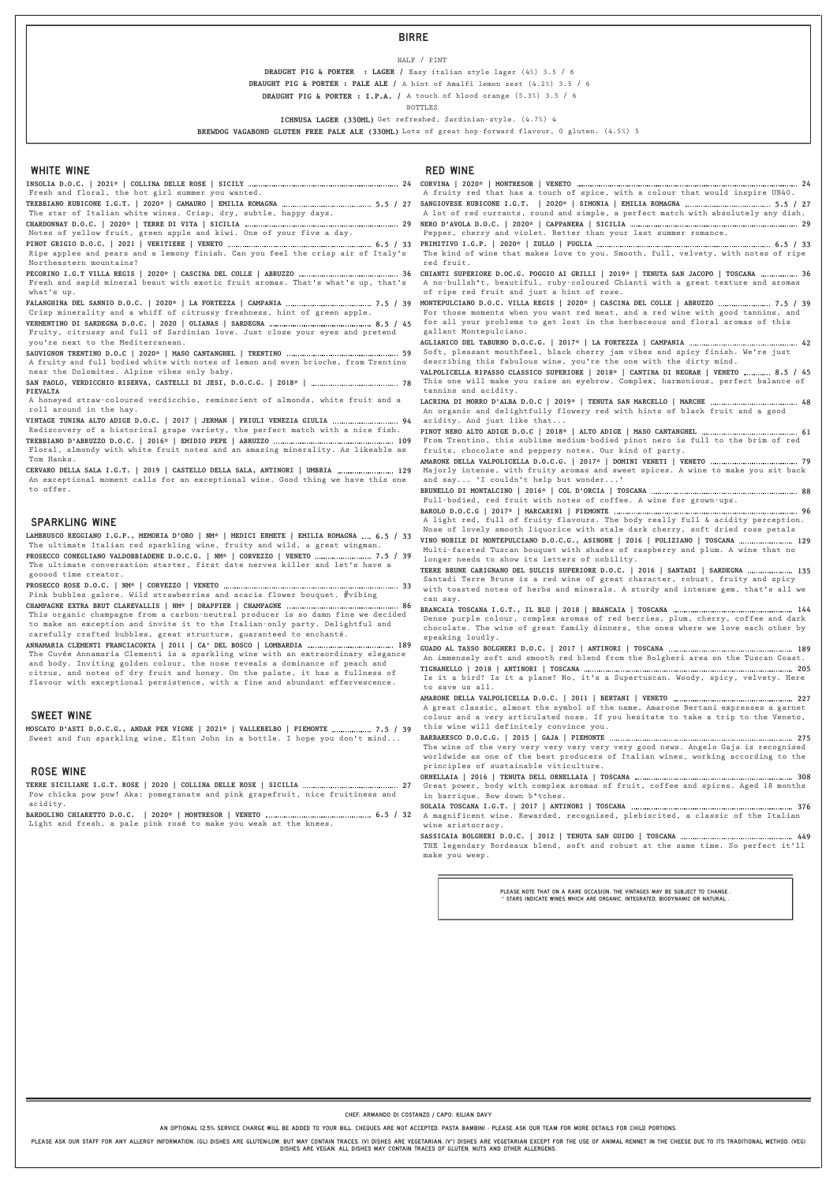# BIRRE

HALF / PINT

**DRAUGHT PIG & PORTER : LAGER /** Easy italian style lager (4%) 3.5 / 6

**DRAUGHT PIG & PORTER : PALE ALE /** A hint of Amalfi lemon zest (4.2%) 3.5 / 6

**DRAUGHT PIG & PORTER : I.P.A. /** A touch of blood orange (5.3%) 3.5 / 6

BOTTLES

**ICHNUSA LAGER (330ML)** Get refreshed, Sardinian-style. (4.7%) 4

**BREWDOG VAGABOND GLUTEN FREE PALE ALE (330ML)** Lots of great hop-forward flavour, 0 gluten. (4.5%) 5

## WHITE WINE

**INSOLIA D.O.C. | 2021* | COLLINA DELLE ROSE | SICILY** ........ 24
Fresh and floral, the hot girl summer you wanted.

**TREBBIANO RUBICONE I.G.T. | 2020* | CAMAURO | EMILIA ROMAGNA** ........ 5.5 / 27
The star of Italian white wines. Crisp, dry, subtle, happy days.

**CHARDONNAY D.O.C. | 2020* | TERRE DI VITA | SICILIA** ........ 29
Notes of yellow fruit, green apple and kiwi. One of your five a day.

**PINOT GRIGIO D.O.C. | 2021 | VERITIERE | VENETO** ........ 6.5 / 33
Ripe apples and pears and a lemony finish. Can you feel the crisp air of Italy's Northeastern mountains?

**PECORINO I.G.T VILLA REGIS | 2020* | CASCINA DEL COLLE | ABRUZZO** ........ 36
Fresh and sapid mineral beaut with exotic fruit aromas. That's what's up, that's what's up.

**FALANGHINA DEL SANNIO D.O.C. | 2020* | LA FORTEZZA | CAMPANIA** ........ 7.5 / 39
Crisp minerality and a whiff of citrussy freshness, hint of green apple.

**VERMENTINO DI SARDEGNA D.O.C. | 2020 | OLIANAS | SARDEGNA** ........ 8.5 / 45
Fruity, citrussy and full of Sardinian love. Just close your eyes and pretend you're next to the Mediterranean.

**SAUVIGNON TRENTINO D.O.C | 2020* | MASO CANTANGHEL | TRENTINO** ........ 59
A fruity and full bodied white with notes of lemon and even brioche, from Trentino near the Dolomites. Alpine vibes only baby.

**SAN PAOLO, VERDICCHIO RISERVA, CASTELLI DI JESI, D.O.C.G. | 2018* | PIEVALTA** ........ 78
A honeyed straw-coloured verdicchio, reminscient of almonds, white fruit and a roll around in the hay.

**VINTAGE TUNINA ALTO ADIGE D.O.C. | 2017 | JERMAN | FRIULI VENEZIA GIULIA** ........ 94
Rediscovery of a historical grape variety, the perfect match with a nice fish.

**TREBBIANO D'ABRUZZO D.O.C. | 2016* | EMIDIO PEPE | ABRUZZO** ........ 109
Floral, almondy with white fruit notes and an amazing minerality. As likeable as Tom Hanks.

**CERVARO DELLA SALA I.G.T. | 2019 | CASTELLO DELLA SALA, ANTINORI | UMBRIA** ........ 129
An exceptional moment calls for an exceptional wine. Good thing we have this one to offer.

## SPARKLING WINE

**LAMBRUSCO REGGIANO I.G.P., MEMORIA D'ORO | NM* | MEDICI ERMETE | EMILIA ROMAGNA** .... 6.5 / 33
The ultimate Italian red sparkling wine, fruity and wild, a great wingman.

**PROSECCO CONEGLIANO VALDOBBIADENE D.O.C.G. | NM* | CORVEZZO | VENETO** ........ 7.5 / 39
The ultimate conversation starter, first date nerves killer and let's have a gooood time creator.

**PROSECCO ROSE D.O.C. | NM* | CORVEZZO | VENETO** ........ 33
Pink bubbles galore. Wild strawberries and acacia flower bouquet. #vibing

**CHAMPAGNE EXTRA BRUT CLAREVALLIS | NM* | DRAPPIER | CHAMPAGNE** ........ 86
This organic champagne from a carbon-neutral producer is so damn fine we decided to make an exception and invite it to the Italian-only party. Delightful and carefully crafted bubbles, great structure, guaranteed to enchanté.

**ANNAMARIA CLEMENTI FRANCIACORTA | 2011 | CA' DEL BOSCO | LOMBARDIA** ........ 189
The Cuvée Annamaria Clementi is a sparkling wine with an extraordinary elegance and body. Inviting golden colour, the nose reveals a dominance of peach and citrus, and notes of dry fruit and honey. On the palate, it has a fullness of flavour with exceptional persistence, with a fine and abundant effervescence.

## SWEET WINE

**MOSCATO D'ASTI D.O.C.G., ANDAR PER VIGNE | 2021* | VALLEBELBO | PIEMONTE** ........ 7.5 / 39
Sweet and fun sparkling wine, Elton John in a bottle. I hope you don't mind...

## ROSE WINE

**TERRE SICILIANE I.G.T. ROSE | 2020 | COLLINA DELLE ROSE | SICILIA** ........ 27
Pow chicka pow pow! Aka: pomegranate and pink grapefruit, nice fruitiness and acidity.

**BARDOLINO CHIARETTO D.O.C. | 2020* | MONTRESOR | VENETO** ........ 6.5 / 32
Light and fresh, a pale pink rosé to make you weak at the knees.

## RED WINE

**CORVINA | 2020* | MONTRESOR | VENETO** ........ 24
A fruity red that has a touch of spice, with a colour that would inspire UB40.

**SANGIOVESE RUBICONE I.G.T. | 2020* | SIMONIA | EMILIA ROMAGNA** ........ 5.5 / 27
A lot of red currants, round and simple, a perfect match with absolutely any dish.

**NERO D'AVOLA D.O.C. | 2020* | CAPPANERA | SICILIA** ........ 29
Pepper, cherry and violet. Better than your last summer romance.

**PRIMITIVO I.G.P. | 2020* | ZULLO | PUGLIA** ........ 6.5 / 33
The kind of wine that makes love to you. Smooth, full, velvety, with notes of ripe red fruit.

**CHIANTI SUPERIORE D.O.C.G. POGGIO AI GRILLI | 2019* | TENUTA SAN JACOPO | TOSCANA** ........ 36
A no-bullsh*t, beautiful, ruby-coloured Chianti with a great texture and aromas of ripe red fruit and just a hint of rose.

**MONTEPULCIANO D.O.C. VILLA REGIS | 2020* | CASCINA DEL COLLE | ABRUZZO** ........ 7.5 / 39
For those moments when you want red meat, and a red wine with good tannins, and for all your problems to get lost in the herbaceous and floral aromas of this gallant Montepulciano.

**AGLIANICO DEL TABURNO D.O.C.G. | 2017* | LA FORTEZZA | CAMPANIA** ........ 42
Soft, pleasant mouthfeel, black cherry jam vibes and spicy finish. We're just describing this fabulous wine, you're the one with the dirty mind.

**VALPOLICELLA RIPASSO CLASSICO SUPERIORE | 2018* | CANTINA DI NEGRAR | VENETO** ........ 8.5 / 45
This one will make you raise an eyebrow. Complex, harmonious, perfect balance of tannins and acidity.

**LACRIMA DI MORRO D'ALBA D.O.C | 2019* | TENUTA SAN MARCELLO | MARCHE** ........ 48
An organic and delightfully flowery red with hints of black fruit and a good acidity. And just like that...

**PINOT NERO ALTO ADIGE D.O.C | 2018* | ALTO ADIGE | MASO CANTANGHEL** ........ 61
From Trentino, this sublime medium-bodied pinot nero is full to the brim of red fruits, chocolate and peppery notes. Our kind of party.

**AMARONE DELLA VALPOLICELLA D.O.C.G. | 2017* | DOMINI VENETI | VENETO** ........ 79
Majorly intense, with fruity aromas and sweet spices. A wine to make you sit back and say... 'I couldn't help but wonder...'

**BRUNELLO DI MONTALCINO | 2016* | COL D'ORCIA | TOSCANA** ........ 88
Full-bodied, red fruit with notes of coffee. A wine for grown-ups.

**BAROLO D.O.C.G | 2017* | MARCARINI | PIEMONTE** ........ 96
A light red, full of fruity flavours. The body really full & acidity perception. Nose of lovely smooth liquorice with stale dark cherry, soft dried rose petals

**VINO NOBILE DI MONTEPULCIANO D.O.C.G., ASINONE | 2016 | POLIZIANO | TOSCANA** ........ 129
Multi-faceted Tuscan bouquet with shades of raspberry and plum. A wine that no longer needs to show its letters of nobility.

**TERRE BRUNE CARIGNANO DEL SULCIS SUPERIORE D.O.C. | 2016 | SANTADI | SARDEGNA** ........ 135
Santadi Terre Brune is a red wine of great character, robust, fruity and spicy with toasted notes of herbs and minerals. A sturdy and intense gem, that's all we can say.

**BRANCAIA TOSCANA I.G.T., IL BLU | 2018 | BRANCAIA | TOSCANA** ........ 144
Dense purple colour, complex aromas of red berries, plum, cherry, coffee and dark chocolate. The wine of great family dinners, the ones where we love each other by speaking loudly.

**GUADO AL TASSO BOLGHERI D.O.C. | 2017 | ANTINORI | TOSCANA** ........ 189
An immensely soft and smooth red blend from the Bolgheri area on the Tuscan Coast.

**TIGNANELLO | 2018 | ANTINORI | TOSCANA** ........ 205
Is it a bird? Is it a plane? No, it's a Supertuscan. Woody, spicy, velvety. Here to save us all.

**AMARONE DELLA VALPOLICELLA D.O.C. | 2011 | BERTANI | VENETO** ........ 227
A great classic, almost the symbol of the name, Amarone Bertani expresses a garnet colour and a very articulated nose. If you hesitate to take a trip to the Veneto, this wine will definitely convince you.

**BARBARESCO D.O.C.G. | 2015 | GAJA | PIEMONTE** ........ 275
The wine of the very very very very very very good news. Angelo Gaja is recognised worldwide as one of the best producers of Italian wines, working according to the principles of sustainable viticulture.

**ORNELLAIA | 2016 | TENUTA DELL ORNELLAIA | TOSCANA** ........ 308
Great power, body with complex aromas of fruit, coffee and spices. Aged 18 months in barrique. Bow down b*tches.

**SOLAIA TOSCANA I.G.T. | 2017 | ANTINORI | TOSCANA** ........ 376
A magnificent wine. Rewarded, recognised, plebiscited, a classic of the Italian wine aristocracy.

**SASSICAIA BOLGHERI D.O.C. | 2012 | TENUTA SAN GUIDO | TOSCANA** ........ 449
THE legendary Bordeaux blend, soft and robust at the same time. So perfect it'll make you weep.

PLEASE NOTE THAT ON A RARE OCCASION, THE VINTAGES MAY BE SUBJECT TO CHANGE .
* STARS INDICATE WINES WHICH ARE ORGANIC, INTEGRATED, BIODYNAMIC OR NATURAL .

CHEF: ARMANDO DI COSTANZO / CAPO: KILIAN DAVY

AN OPTIONAL 12.5% SERVICE CHARGE WILL BE ADDED TO YOUR BILL. CHEQUES ARE NOT ACCEPTED. PASTA BAMBINI - PLEASE ASK OUR TEAM FOR MORE DETAILS FOR CHILD PORTIONS.

PLEASE ASK OUR STAFF FOR ANY ALLERGY INFORMATION. (GL) DISHES ARE GLUTEN-LOW, BUT MAY CONTAIN TRACES. (V) DISHES ARE VEGETARIAN. (V*) DISHES ARE VEGETARIAN EXCEPT FOR THE USE OF ANIMAL RENNET IN THE CHEESE DUE TO ITS TRADITIONAL METHOD. (VEG) DISHES ARE VEGAN. ALL DISHES MAY CONTAIN TRACES OF GLUTEN, NUTS AND OTHER ALLERGENS.